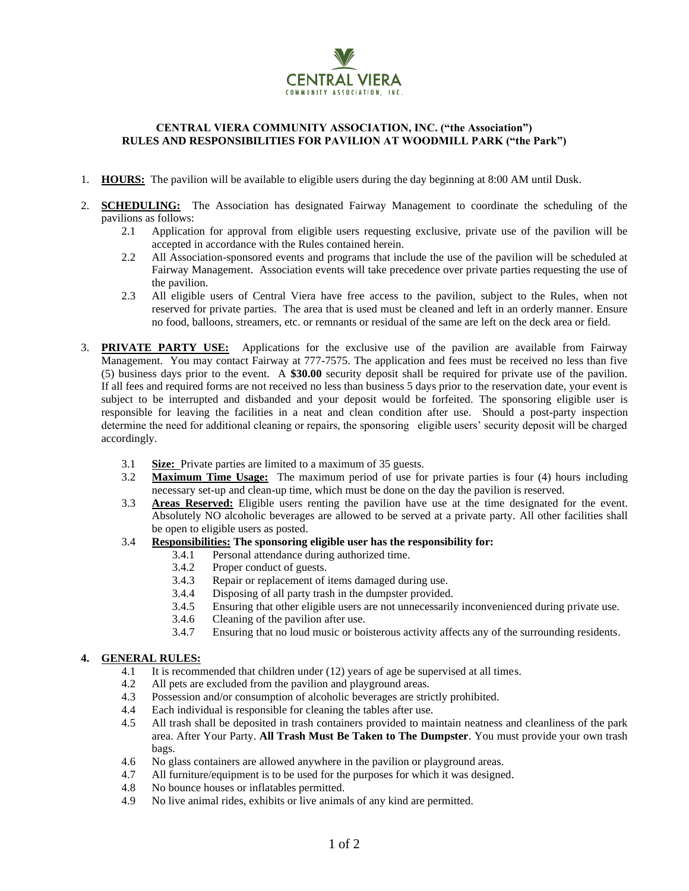CENTRAL VIERA
COMMUNITY ASSOCIATION, INC.

## CENTRAL VIERA COMMUNITY ASSOCIATION, INC. ("the Association")
## RULES AND RESPONSIBILITIES FOR PAVILION AT WOODMILL PARK ("the Park")

1. **HOURS:** The pavilion will be available to eligible users during the day beginning at 8:00 AM until Dusk.

2. **SCHEDULING:** The Association has designated Fairway Management to coordinate the scheduling of the pavilions as follows:
   - 2.1 Application for approval from eligible users requesting exclusive, private use of the pavilion will be accepted in accordance with the Rules contained herein.
   - 2.2 All Association-sponsored events and programs that include the use of the pavilion will be scheduled at Fairway Management. Association events will take precedence over private parties requesting the use of the pavilion.
   - 2.3 All eligible users of Central Viera have free access to the pavilion, subject to the Rules, when not reserved for private parties. The area that is used must be cleaned and left in an orderly manner. Ensure no food, balloons, streamers, etc. or remnants or residual of the same are left on the deck area or field.

3. **PRIVATE PARTY USE:** Applications for the exclusive use of the pavilion are available from Fairway Management. You may contact Fairway at 777-7575. The application and fees must be received no less than five (5) business days prior to the event. A **$30.00** security deposit shall be required for private use of the pavilion. If all fees and required forms are not received no less than business 5 days prior to the reservation date, your event is subject to be interrupted and disbanded and your deposit would be forfeited. The sponsoring eligible user is responsible for leaving the facilities in a neat and clean condition after use. Should a post-party inspection determine the need for additional cleaning or repairs, the sponsoring eligible users' security deposit will be charged accordingly.

   - 3.1 **Size:** Private parties are limited to a maximum of 35 guests.
   - 3.2 **Maximum Time Usage:** The maximum period of use for private parties is four (4) hours including necessary set-up and clean-up time, which must be done on the day the pavilion is reserved.
   - 3.3 **Areas Reserved:** Eligible users renting the pavilion have use at the time designated for the event. Absolutely NO alcoholic beverages are allowed to be served at a private party. All other facilities shall be open to eligible users as posted.
   - 3.4 **Responsibilities: The sponsoring eligible user has the responsibility for:**
     - 3.4.1 Personal attendance during authorized time.
     - 3.4.2 Proper conduct of guests.
     - 3.4.3 Repair or replacement of items damaged during use.
     - 3.4.4 Disposing of all party trash in the dumpster provided.
     - 3.4.5 Ensuring that other eligible users are not unnecessarily inconvenienced during private use.
     - 3.4.6 Cleaning of the pavilion after use.
     - 3.4.7 Ensuring that no loud music or boisterous activity affects any of the surrounding residents.

4. **GENERAL RULES:**
   - 4.1 It is recommended that children under (12) years of age be supervised at all times.
   - 4.2 All pets are excluded from the pavilion and playground areas.
   - 4.3 Possession and/or consumption of alcoholic beverages are strictly prohibited.
   - 4.4 Each individual is responsible for cleaning the tables after use.
   - 4.5 All trash shall be deposited in trash containers provided to maintain neatness and cleanliness of the park area. After Your Party. **All Trash Must Be Taken to The Dumpster**. You must provide your own trash bags.
   - 4.6 No glass containers are allowed anywhere in the pavilion or playground areas.
   - 4.7 All furniture/equipment is to be used for the purposes for which it was designed.
   - 4.8 No bounce houses or inflatables permitted.
   - 4.9 No live animal rides, exhibits or live animals of any kind are permitted.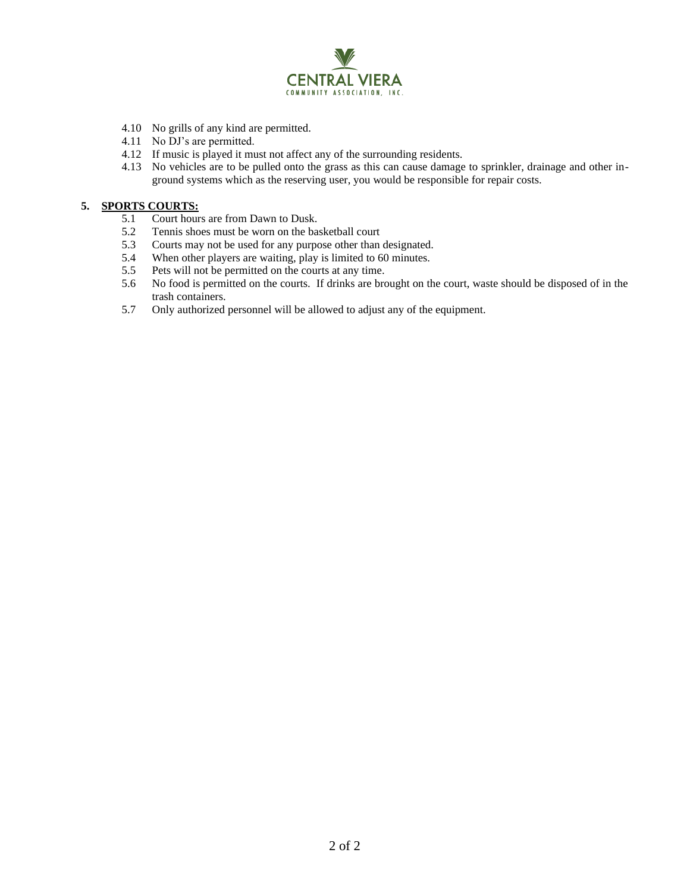- 4.10 No grills of any kind are permitted.
- 4.11 No DJ's are permitted.
- 4.12 If music is played it must not affect any of the surrounding residents.
- 4.13 No vehicles are to be pulled onto the grass as this can cause damage to sprinkler, drainage and other in-ground systems which as the reserving user, you would be responsible for repair costs.

**5. <u>SPORTS COURTS:</u>**

- 5.1 Court hours are from Dawn to Dusk.
- 5.2 Tennis shoes must be worn on the basketball court
- 5.3 Courts may not be used for any purpose other than designated.
- 5.4 When other players are waiting, play is limited to 60 minutes.
- 5.5 Pets will not be permitted on the courts at any time.
- 5.6 No food is permitted on the courts. If drinks are brought on the court, waste should be disposed of in the trash containers.
- 5.7 Only authorized personnel will be allowed to adjust any of the equipment.